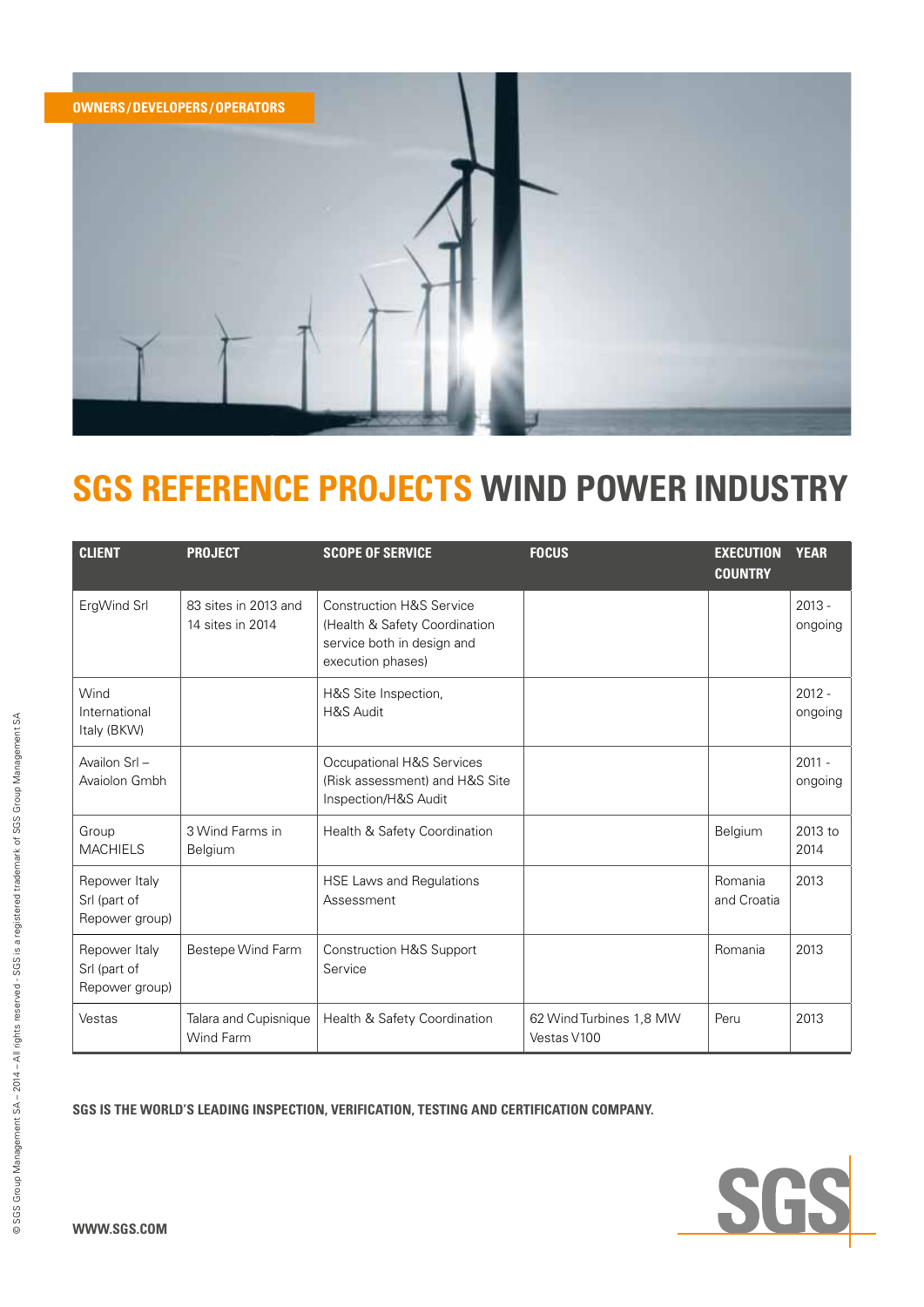OWNERS/DEVELOPERS/OPERATORS

# SGS REFERENCE PROJECTS WIND POWER INDUSTRY

| CLIENT | PROJECT | SCOPE OF SERVICE | FOCUS | EXECUTION COUNTRY | YEAR |
|---|---|---|---|---|---|
| ErgWind Srl | 83 sites in 2013 and 14 sites in 2014 | Construction H&S Service (Health & Safety Coordination service both in design and execution phases) | | | 2013 - ongoing |
| Wind International Italy (BKW) | | H&S Site Inspection, H&S Audit | | | 2012 - ongoing |
| Availon Srl – Avaiolon Gmbh | | Occupational H&S Services (Risk assessment) and H&S Site Inspection/H&S Audit | | | 2011 - ongoing |
| Group MACHIELS | 3 Wind Farms in Belgium | Health & Safety Coordination | | Belgium | 2013 to 2014 |
| Repower Italy Srl (part of Repower group) | | HSE Laws and Regulations Assessment | | Romania and Croatia | 2013 |
| Repower Italy Srl (part of Repower group) | Bestepe Wind Farm | Construction H&S Support Service | | Romania | 2013 |
| Vestas | Talara and Cupisnique Wind Farm | Health & Safety Coordination | 62 Wind Turbines 1,8 MW Vestas V100 | Peru | 2013 |

**SGS IS THE WORLD'S LEADING INSPECTION, VERIFICATION, TESTING AND CERTIFICATION COMPANY.**

© SGS Group Management SA – 2014 – All rights reserved - SGS is a registered trademark of SGS Group Management SA

SGS

WWW.SGS.COM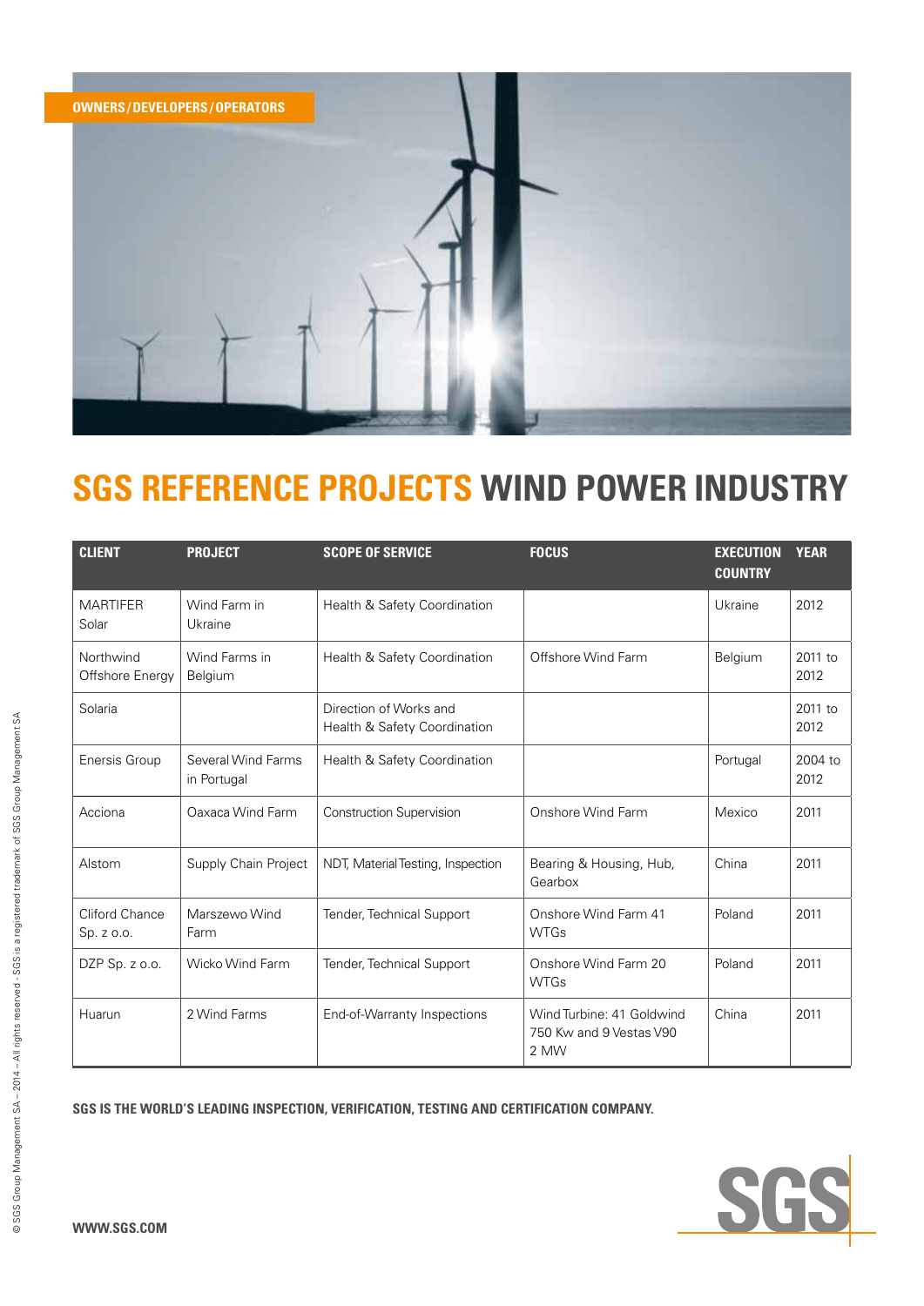OWNERS/DEVELOPERS/OPERATORS

# SGS REFERENCE PROJECTS WIND POWER INDUSTRY

| CLIENT | PROJECT | SCOPE OF SERVICE | FOCUS | EXECUTION COUNTRY | YEAR |
|---|---|---|---|---|---|
| MARTIFER Solar | Wind Farm in Ukraine | Health & Safety Coordination | | Ukraine | 2012 |
| Northwind Offshore Energy | Wind Farms in Belgium | Health & Safety Coordination | Offshore Wind Farm | Belgium | 2011 to 2012 |
| Solaria | | Direction of Works and Health & Safety Coordination | | | 2011 to 2012 |
| Enersis Group | Several Wind Farms in Portugal | Health & Safety Coordination | | Portugal | 2004 to 2012 |
| Acciona | Oaxaca Wind Farm | Construction Supervision | Onshore Wind Farm | Mexico | 2011 |
| Alstom | Supply Chain Project | NDT, Material Testing, Inspection | Bearing & Housing, Hub, Gearbox | China | 2011 |
| Cliford Chance Sp. z o.o. | Marszewo Wind Farm | Tender, Technical Support | Onshore Wind Farm 41 WTGs | Poland | 2011 |
| DZP Sp. z o.o. | Wicko Wind Farm | Tender, Technical Support | Onshore Wind Farm 20 WTGs | Poland | 2011 |
| Huarun | 2 Wind Farms | End-of-Warranty Inspections | Wind Turbine: 41 Goldwind 750 Kw and 9 Vestas V90 2 MW | China | 2011 |

**SGS IS THE WORLD'S LEADING INSPECTION, VERIFICATION, TESTING AND CERTIFICATION COMPANY.**

© SGS Group Management SA – 2014 – All rights reserved - SGS is a registered trademark of SGS Group Management SA

**WWW.SGS.COM**

SGS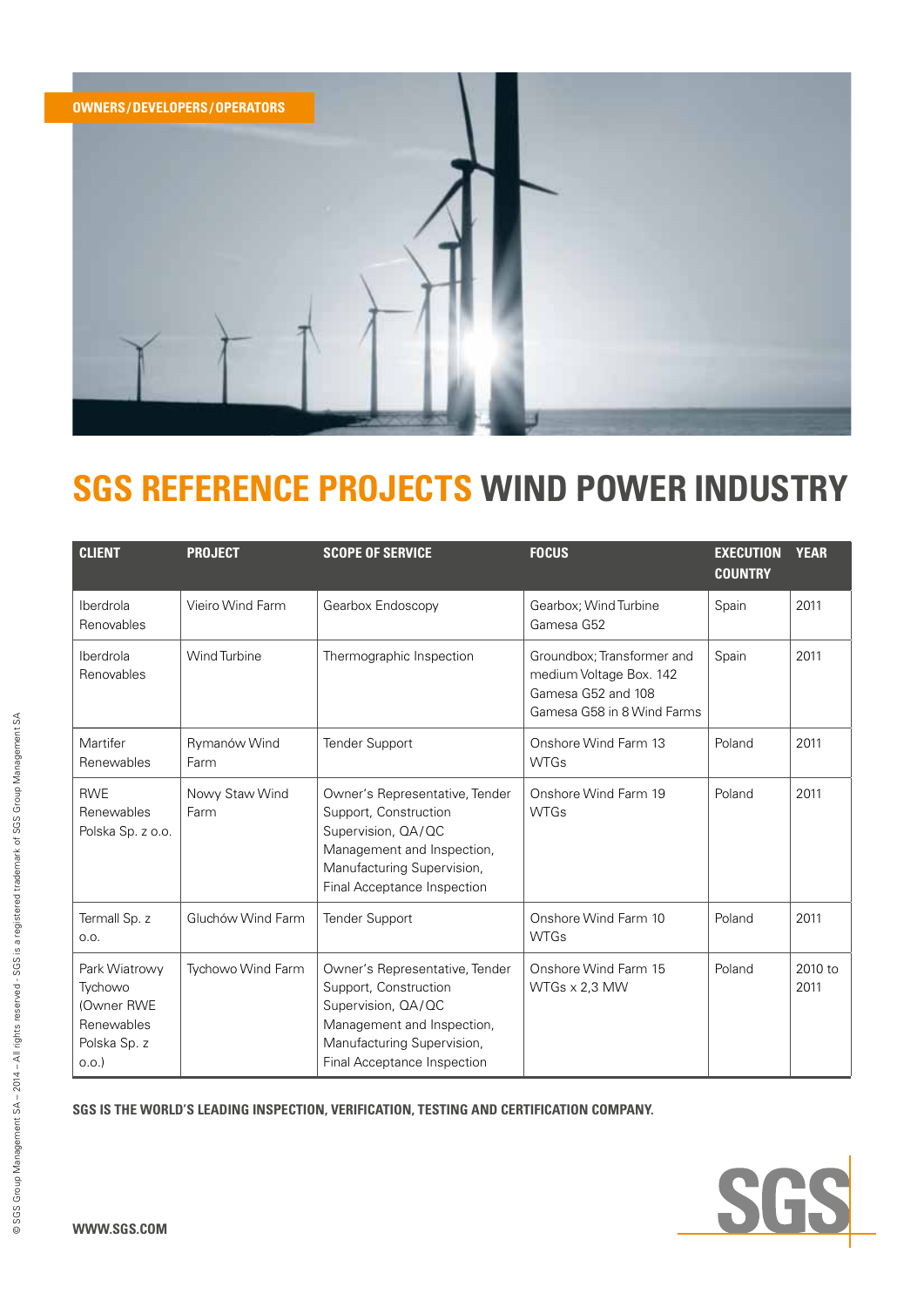OWNERS/DEVELOPERS/OPERATORS

# SGS REFERENCE PROJECTS WIND POWER INDUSTRY

| CLIENT | PROJECT | SCOPE OF SERVICE | FOCUS | EXECUTION COUNTRY | YEAR |
|---|---|---|---|---|---|
| Iberdrola Renovables | Vieiro Wind Farm | Gearbox Endoscopy | Gearbox; Wind Turbine Gamesa G52 | Spain | 2011 |
| Iberdrola Renovables | Wind Turbine | Thermographic Inspection | Groundbox; Transformer and medium Voltage Box. 142 Gamesa G52 and 108 Gamesa G58 in 8 Wind Farms | Spain | 2011 |
| Martifer Renewables | Rymanów Wind Farm | Tender Support | Onshore Wind Farm 13 WTGs | Poland | 2011 |
| RWE Renewables Polska Sp. z o.o. | Nowy Staw Wind Farm | Owner's Representative, Tender Support, Construction Supervision, QA/QC Management and Inspection, Manufacturing Supervision, Final Acceptance Inspection | Onshore Wind Farm 19 WTGs | Poland | 2011 |
| Termall Sp. z o.o. | Gluchów Wind Farm | Tender Support | Onshore Wind Farm 10 WTGs | Poland | 2011 |
| Park Wiatrowy Tychowo (Owner RWE Renewables Polska Sp. z o.o.) | Tychowo Wind Farm | Owner's Representative, Tender Support, Construction Supervision, QA/QC Management and Inspection, Manufacturing Supervision, Final Acceptance Inspection | Onshore Wind Farm 15 WTGs x 2,3 MW | Poland | 2010 to 2011 |

**SGS IS THE WORLD'S LEADING INSPECTION, VERIFICATION, TESTING AND CERTIFICATION COMPANY.**

© SGS Group Management SA – 2014 – All rights reserved - SGS is a registered trademark of SGS Group Management SA

**WWW.SGS.COM**

SGS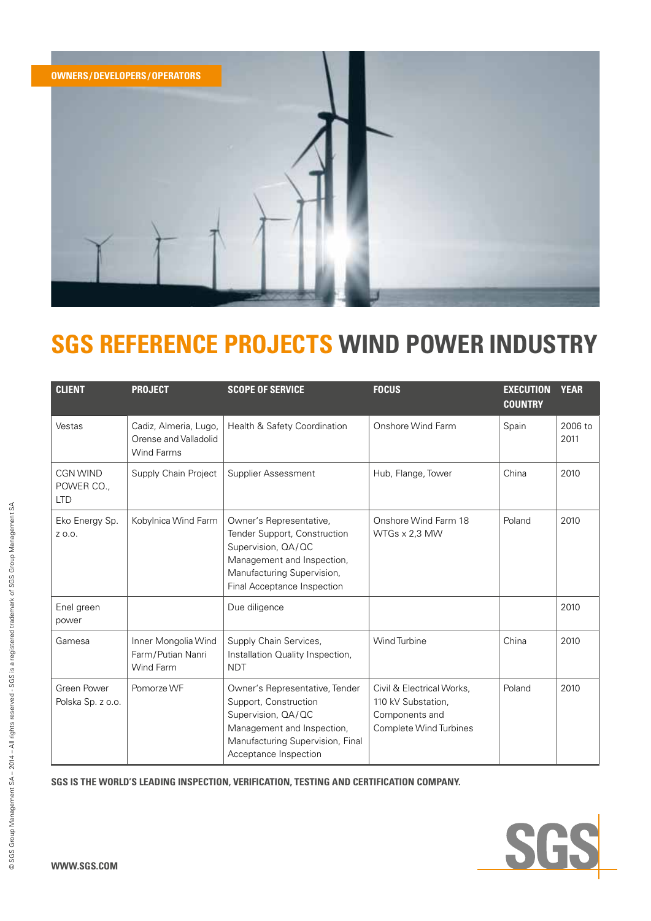OWNERS/DEVELOPERS/OPERATORS

# SGS REFERENCE PROJECTS WIND POWER INDUSTRY

| CLIENT | PROJECT | SCOPE OF SERVICE | FOCUS | EXECUTION COUNTRY | YEAR |
|---|---|---|---|---|---|
| Vestas | Cadiz, Almeria, Lugo, Orense and Valladolid Wind Farms | Health & Safety Coordination | Onshore Wind Farm | Spain | 2006 to 2011 |
| CGN WIND POWER CO., LTD | Supply Chain Project | Supplier Assessment | Hub, Flange, Tower | China | 2010 |
| Eko Energy Sp. z o.o. | Kobylnica Wind Farm | Owner's Representative, Tender Support, Construction Supervision, QA/QC Management and Inspection, Manufacturing Supervision, Final Acceptance Inspection | Onshore Wind Farm 18 WTGs x 2,3 MW | Poland | 2010 |
| Enel green power | | Due diligence | | | 2010 |
| Gamesa | Inner Mongolia Wind Farm/Putian Nanri Wind Farm | Supply Chain Services, Installation Quality Inspection, NDT | Wind Turbine | China | 2010 |
| Green Power Polska Sp. z o.o. | Pomorze WF | Owner's Representative, Tender Support, Construction Supervision, QA/QC Management and Inspection, Manufacturing Supervision, Final Acceptance Inspection | Civil & Electrical Works, 110 kV Substation, Components and Complete Wind Turbines | Poland | 2010 |

**SGS IS THE WORLD'S LEADING INSPECTION, VERIFICATION, TESTING AND CERTIFICATION COMPANY.**

**WWW.SGS.COM**

© SGS Group Management SA – 2014 – All rights reserved - SGS is a registered trademark of SGS Group Management SA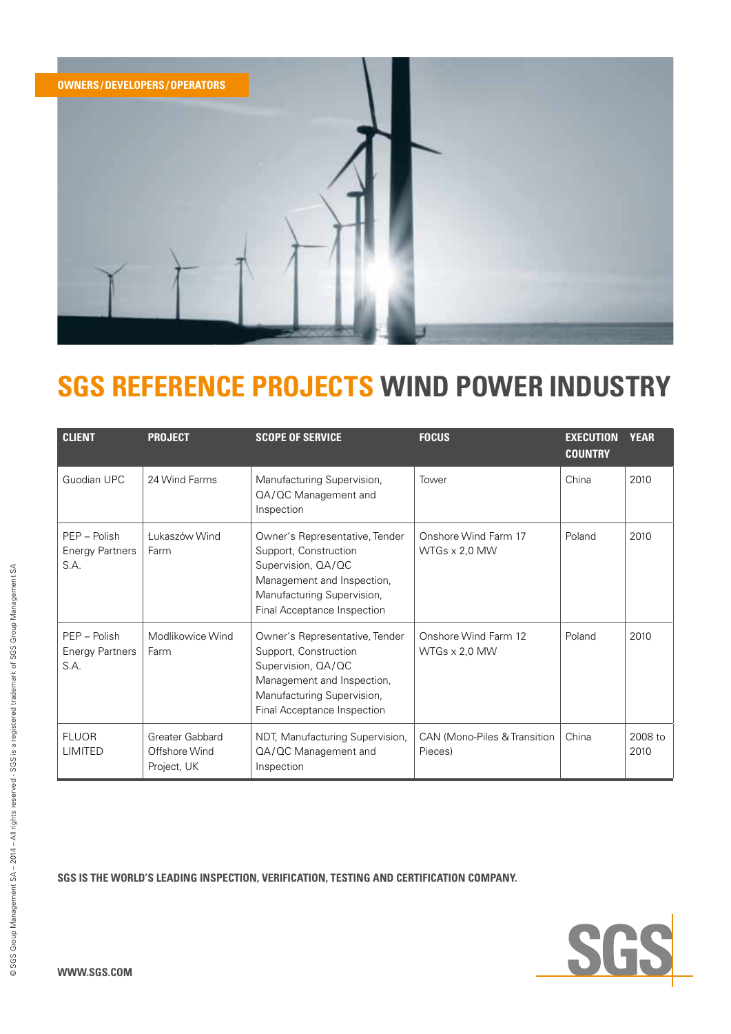OWNERS/DEVELOPERS/OPERATORS

# SGS REFERENCE PROJECTS WIND POWER INDUSTRY

| CLIENT | PROJECT | SCOPE OF SERVICE | FOCUS | EXECUTION COUNTRY | YEAR |
|---|---|---|---|---|---|
| Guodian UPC | 24 Wind Farms | Manufacturing Supervision, QA/QC Management and Inspection | Tower | China | 2010 |
| PEP – Polish Energy Partners S.A. | Łukaszów Wind Farm | Owner's Representative, Tender Support, Construction Supervision, QA/QC Management and Inspection, Manufacturing Supervision, Final Acceptance Inspection | Onshore Wind Farm 17 WTGs x 2,0 MW | Poland | 2010 |
| PEP – Polish Energy Partners S.A. | Modlikowice Wind Farm | Owner's Representative, Tender Support, Construction Supervision, QA/QC Management and Inspection, Manufacturing Supervision, Final Acceptance Inspection | Onshore Wind Farm 12 WTGs x 2,0 MW | Poland | 2010 |
| FLUOR LIMITED | Greater Gabbard Offshore Wind Project, UK | NDT, Manufacturing Supervision, QA/QC Management and Inspection | CAN (Mono-Piles & Transition Pieces) | China | 2008 to 2010 |

**SGS IS THE WORLD'S LEADING INSPECTION, VERIFICATION, TESTING AND CERTIFICATION COMPANY.**

© SGS Group Management SA – 2014 – All rights reserved - SGS is a registered trademark of SGS Group Management SA

WWW.SGS.COM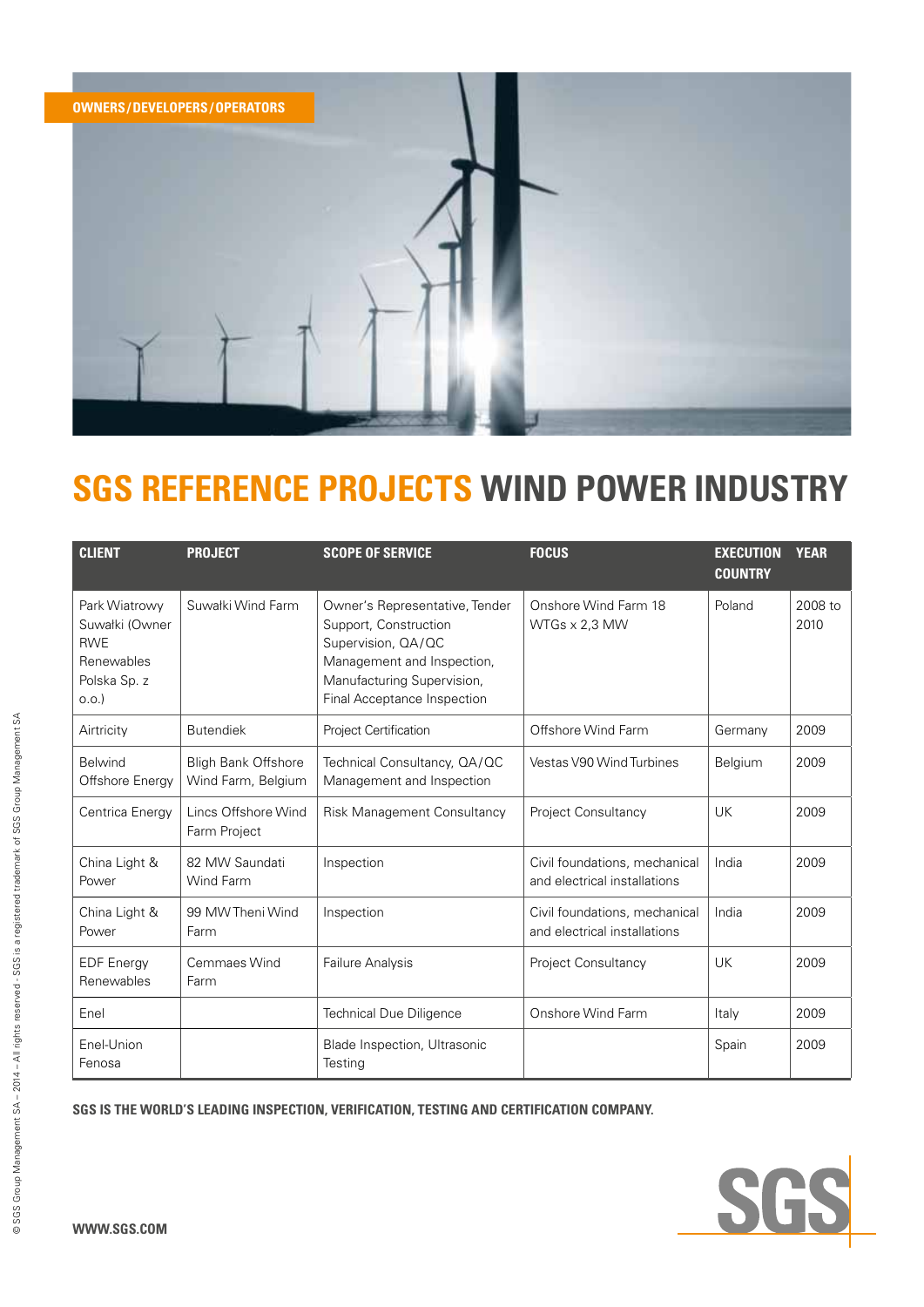OWNERS/DEVELOPERS/OPERATORS

# SGS REFERENCE PROJECTS WIND POWER INDUSTRY

| CLIENT | PROJECT | SCOPE OF SERVICE | FOCUS | EXECUTION COUNTRY | YEAR |
|---|---|---|---|---|---|
| Park Wiatrowy Suwalki (Owner RWE Renewables Polska Sp. z o.o.) | Suwalki Wind Farm | Owner's Representative, Tender Support, Construction Supervision, QA/QC Management and Inspection, Manufacturing Supervision, Final Acceptance Inspection | Onshore Wind Farm 18 WTGs x 2,3 MW | Poland | 2008 to 2010 |
| Airtricity | Butendiek | Project Certification | Offshore Wind Farm | Germany | 2009 |
| Belwind Offshore Energy | Bligh Bank Offshore Wind Farm, Belgium | Technical Consultancy, QA/QC Management and Inspection | Vestas V90 Wind Turbines | Belgium | 2009 |
| Centrica Energy | Lincs Offshore Wind Farm Project | Risk Management Consultancy | Project Consultancy | UK | 2009 |
| China Light & Power | 82 MW Saundati Wind Farm | Inspection | Civil foundations, mechanical and electrical installations | India | 2009 |
| China Light & Power | 99 MW Theni Wind Farm | Inspection | Civil foundations, mechanical and electrical installations | India | 2009 |
| EDF Energy Renewables | Cemmaes Wind Farm | Failure Analysis | Project Consultancy | UK | 2009 |
| Enel | | Technical Due Diligence | Onshore Wind Farm | Italy | 2009 |
| Enel-Union Fenosa | | Blade Inspection, Ultrasonic Testing | | Spain | 2009 |

**SGS IS THE WORLD'S LEADING INSPECTION, VERIFICATION, TESTING AND CERTIFICATION COMPANY.**

**WWW.SGS.COM**

© SGS Group Management SA – 2014 – All rights reserved - SGS is a registered trademark of SGS Group Management SA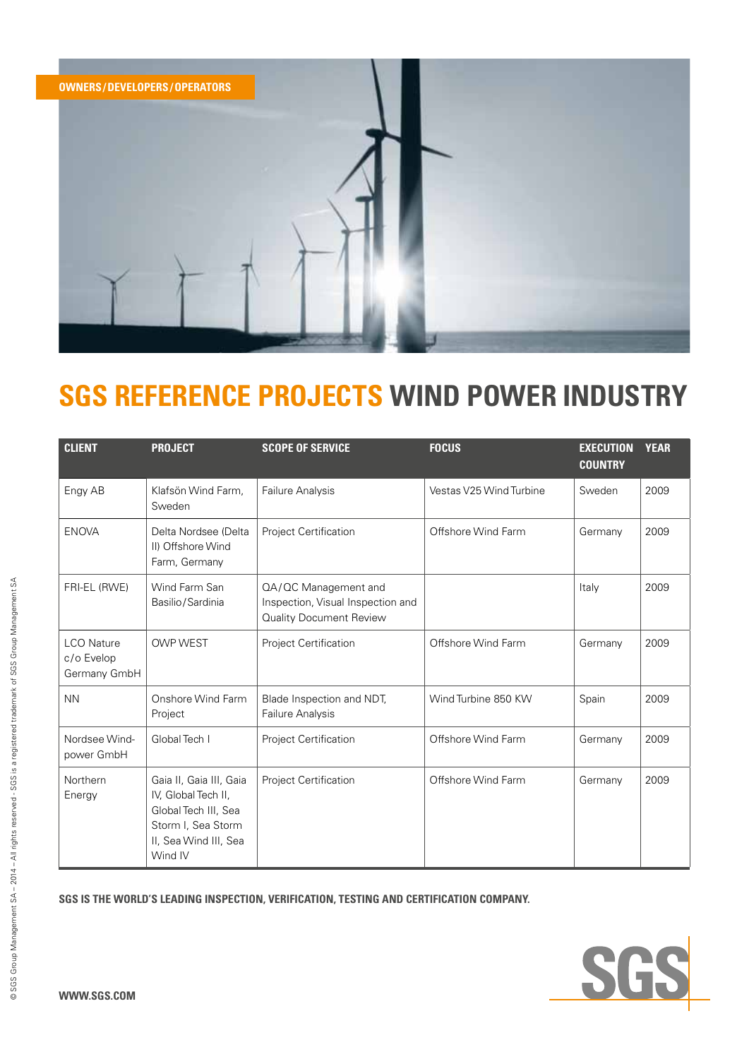OWNERS/DEVELOPERS/OPERATORS

# SGS REFERENCE PROJECTS WIND POWER INDUSTRY

| CLIENT | PROJECT | SCOPE OF SERVICE | FOCUS | EXECUTION COUNTRY | YEAR |
|---|---|---|---|---|---|
| Engy AB | Klafsön Wind Farm, Sweden | Failure Analysis | Vestas V25 Wind Turbine | Sweden | 2009 |
| ENOVA | Delta Nordsee (Delta II) Offshore Wind Farm, Germany | Project Certification | Offshore Wind Farm | Germany | 2009 |
| FRI-EL (RWE) | Wind Farm San Basilio/Sardinia | QA/QC Management and Inspection, Visual Inspection and Quality Document Review | | Italy | 2009 |
| LCO Nature c/o Evelop Germany GmbH | OWP WEST | Project Certification | Offshore Wind Farm | Germany | 2009 |
| NN | Onshore Wind Farm Project | Blade Inspection and NDT, Failure Analysis | Wind Turbine 850 KW | Spain | 2009 |
| Nordsee Wind-power GmbH | Global Tech I | Project Certification | Offshore Wind Farm | Germany | 2009 |
| Northern Energy | Gaia II, Gaia III, Gaia IV, Global Tech II, Global Tech III, Sea Storm I, Sea Storm II, Sea Wind III, Sea Wind IV | Project Certification | Offshore Wind Farm | Germany | 2009 |

**SGS IS THE WORLD'S LEADING INSPECTION, VERIFICATION, TESTING AND CERTIFICATION COMPANY.**

© SGS Group Management SA – 2014 – All rights reserved - SGS is a registered trademark of SGS Group Management SA

WWW.SGS.COM

SGS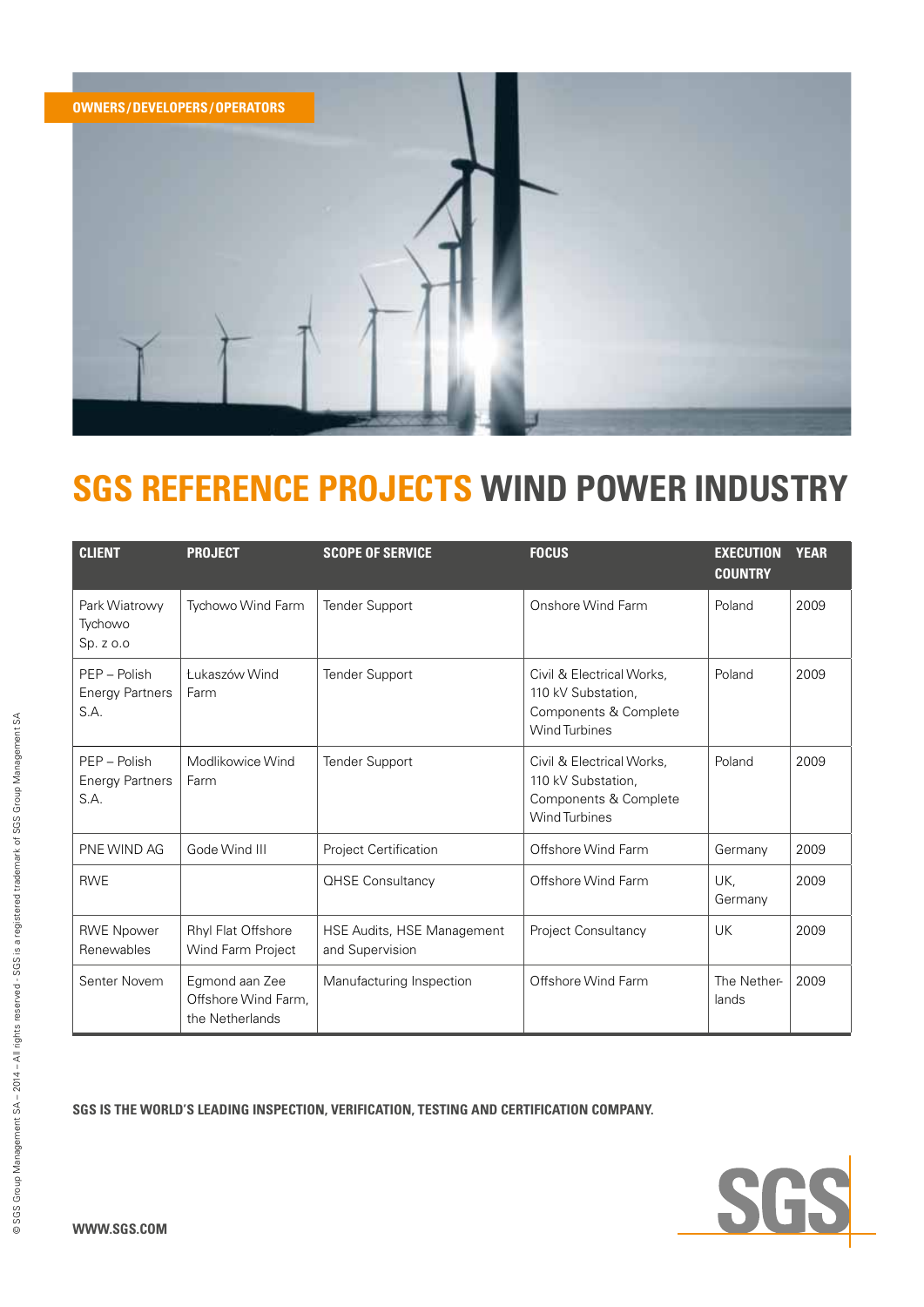OWNERS/DEVELOPERS/OPERATORS

# SGS REFERENCE PROJECTS WIND POWER INDUSTRY

| CLIENT | PROJECT | SCOPE OF SERVICE | FOCUS | EXECUTION COUNTRY | YEAR |
|---|---|---|---|---|---|
| Park Wiatrowy Tychowo Sp. z o.o | Tychowo Wind Farm | Tender Support | Onshore Wind Farm | Poland | 2009 |
| PEP – Polish Energy Partners S.A. | Łukaszów Wind Farm | Tender Support | Civil & Electrical Works, 110 kV Substation, Components & Complete Wind Turbines | Poland | 2009 |
| PEP – Polish Energy Partners S.A. | Modlikowice Wind Farm | Tender Support | Civil & Electrical Works, 110 kV Substation, Components & Complete Wind Turbines | Poland | 2009 |
| PNE WIND AG | Gode Wind III | Project Certification | Offshore Wind Farm | Germany | 2009 |
| RWE | | QHSE Consultancy | Offshore Wind Farm | UK, Germany | 2009 |
| RWE Npower Renewables | Rhyl Flat Offshore Wind Farm Project | HSE Audits, HSE Management and Supervision | Project Consultancy | UK | 2009 |
| Senter Novem | Egmond aan Zee Offshore Wind Farm, the Netherlands | Manufacturing Inspection | Offshore Wind Farm | The Netherlands | 2009 |

**SGS IS THE WORLD'S LEADING INSPECTION, VERIFICATION, TESTING AND CERTIFICATION COMPANY.**

© SGS Group Management SA – 2014 – All rights reserved - SGS is a registered trademark of SGS Group Management SA

WWW.SGS.COM

SGS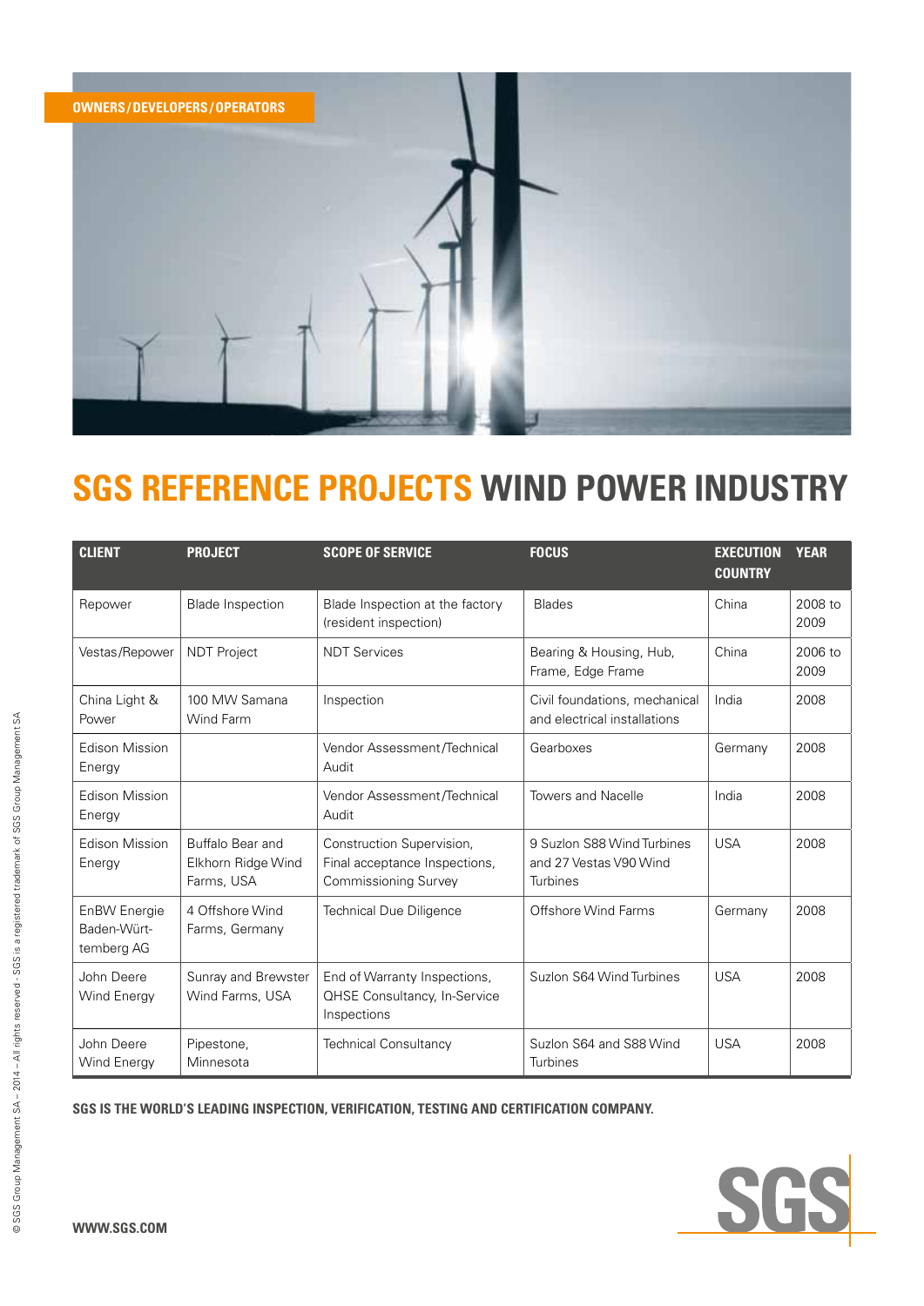OWNERS/DEVELOPERS/OPERATORS

# SGS REFERENCE PROJECTS WIND POWER INDUSTRY

| CLIENT | PROJECT | SCOPE OF SERVICE | FOCUS | EXECUTION COUNTRY | YEAR |
|---|---|---|---|---|---|
| Repower | Blade Inspection | Blade Inspection at the factory (resident inspection) | Blades | China | 2008 to 2009 |
| Vestas/Repower | NDT Project | NDT Services | Bearing & Housing, Hub, Frame, Edge Frame | China | 2006 to 2009 |
| China Light & Power | 100 MW Samana Wind Farm | Inspection | Civil foundations, mechanical and electrical installations | India | 2008 |
| Edison Mission Energy | | Vendor Assessment/Technical Audit | Gearboxes | Germany | 2008 |
| Edison Mission Energy | | Vendor Assessment/Technical Audit | Towers and Nacelle | India | 2008 |
| Edison Mission Energy | Buffalo Bear and Elkhorn Ridge Wind Farms, USA | Construction Supervision, Final acceptance Inspections, Commissioning Survey | 9 Suzlon S88 Wind Turbines and 27 Vestas V90 Wind Turbines | USA | 2008 |
| EnBW Energie Baden-Würt-temberg AG | 4 Offshore Wind Farms, Germany | Technical Due Diligence | Offshore Wind Farms | Germany | 2008 |
| John Deere Wind Energy | Sunray and Brewster Wind Farms, USA | End of Warranty Inspections, QHSE Consultancy, In-Service Inspections | Suzlon S64 Wind Turbines | USA | 2008 |
| John Deere Wind Energy | Pipestone, Minnesota | Technical Consultancy | Suzlon S64 and S88 Wind Turbines | USA | 2008 |

**SGS IS THE WORLD'S LEADING INSPECTION, VERIFICATION, TESTING AND CERTIFICATION COMPANY.**

© SGS Group Management SA – 2014 – All rights reserved - SGS is a registered trademark of SGS Group Management SA

WWW.SGS.COM

SGS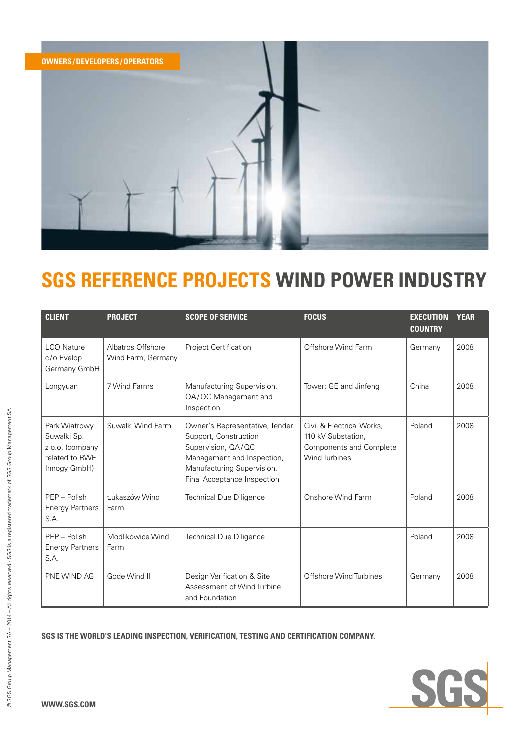OWNERS/DEVELOPERS/OPERATORS

# SGS REFERENCE PROJECTS WIND POWER INDUSTRY

| CLIENT | PROJECT | SCOPE OF SERVICE | FOCUS | EXECUTION COUNTRY | YEAR |
|---|---|---|---|---|---|
| LCO Nature c/o Evelop Germany GmbH | Albatros Offshore Wind Farm, Germany | Project Certification | Offshore Wind Farm | Germany | 2008 |
| Longyuan | 7 Wind Farms | Manufacturing Supervision, QA/QC Management and Inspection | Tower: GE and Jinfeng | China | 2008 |
| Park Wiatrowy Suwalki Sp. z o.o. (company related to RWE Innogy GmbH) | Suwałki Wind Farm | Owner's Representative, Tender Support, Construction Supervision, QA/QC Management and Inspection, Manufacturing Supervision, Final Acceptance Inspection | Civil & Electrical Works, 110 kV Substation, Components and Complete Wind Turbines | Poland | 2008 |
| PEP – Polish Energy Partners S.A. | Łukaszów Wind Farm | Technical Due Diligence | Onshore Wind Farm | Poland | 2008 |
| PEP – Polish Energy Partners S.A. | Modlikowice Wind Farm | Technical Due Diligence | | Poland | 2008 |
| PNE WIND AG | Gode Wind II | Design Verification & Site Assessment of Wind Turbine and Foundation | Offshore Wind Turbines | Germany | 2008 |

**SGS IS THE WORLD'S LEADING INSPECTION, VERIFICATION, TESTING AND CERTIFICATION COMPANY.**

**WWW.SGS.COM**

© SGS Group Management SA – 2014 – All rights reserved - SGS is a registered trademark of SGS Group Management SA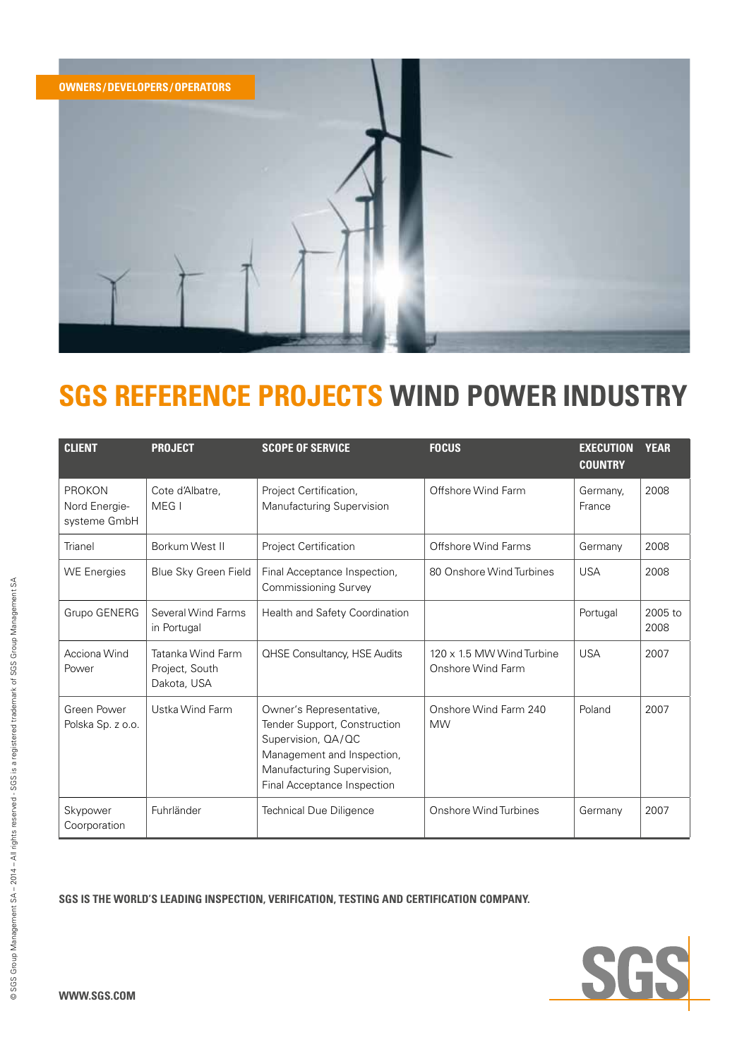OWNERS/DEVELOPERS/OPERATORS

# SGS REFERENCE PROJECTS WIND POWER INDUSTRY

| CLIENT | PROJECT | SCOPE OF SERVICE | FOCUS | EXECUTION COUNTRY | YEAR |
|---|---|---|---|---|---|
| PROKON Nord Energie-systeme GmbH | Cote d'Albatre, MEG I | Project Certification, Manufacturing Supervision | Offshore Wind Farm | Germany, France | 2008 |
| Trianel | Borkum West II | Project Certification | Offshore Wind Farms | Germany | 2008 |
| WE Energies | Blue Sky Green Field | Final Acceptance Inspection, Commissioning Survey | 80 Onshore Wind Turbines | USA | 2008 |
| Grupo GENERG | Several Wind Farms in Portugal | Health and Safety Coordination | | Portugal | 2005 to 2008 |
| Acciona Wind Power | Tatanka Wind Farm Project, South Dakota, USA | QHSE Consultancy, HSE Audits | 120 x 1.5 MW Wind Turbine Onshore Wind Farm | USA | 2007 |
| Green Power Polska Sp. z o.o. | Ustka Wind Farm | Owner's Representative, Tender Support, Construction Supervision, QA/QC Management and Inspection, Manufacturing Supervision, Final Acceptance Inspection | Onshore Wind Farm 240 MW | Poland | 2007 |
| Skypower Coorporation | Fuhrländer | Technical Due Diligence | Onshore Wind Turbines | Germany | 2007 |

**SGS IS THE WORLD'S LEADING INSPECTION, VERIFICATION, TESTING AND CERTIFICATION COMPANY.**

WWW.SGS.COM

© SGS Group Management SA – 2014 – All rights reserved - SGS is a registered trademark of SGS Group Management SA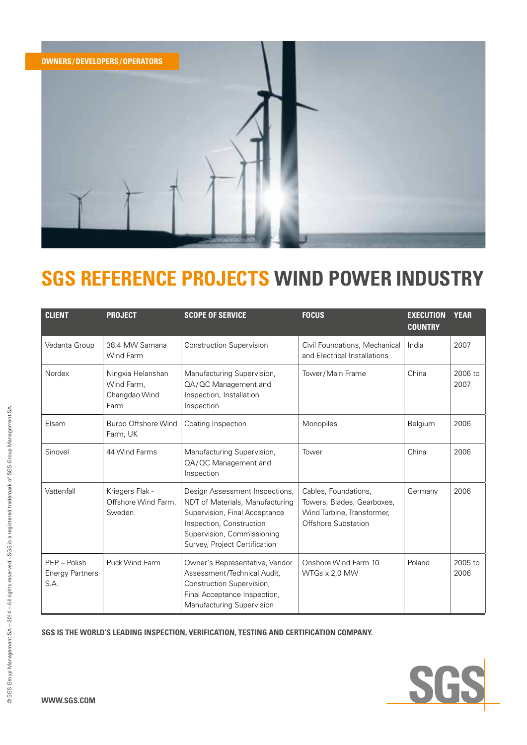OWNERS/DEVELOPERS/OPERATORS

# SGS REFERENCE PROJECTS WIND POWER INDUSTRY

| CLIENT | PROJECT | SCOPE OF SERVICE | FOCUS | EXECUTION COUNTRY | YEAR |
|---|---|---|---|---|---|
| Vedanta Group | 38.4 MW Samana Wind Farm | Construction Supervision | Civil Foundations, Mechanical and Electrical Installations | India | 2007 |
| Nordex | Ningxia Helanshan Wind Farm, Changdao Wind Farm | Manufacturing Supervision, QA/QC Management and Inspection, Installation Inspection | Tower/Main Frame | China | 2006 to 2007 |
| Elsam | Burbo Offshore Wind Farm, UK | Coating Inspection | Monopiles | Belgium | 2006 |
| Sinovel | 44 Wind Farms | Manufacturing Supervision, QA/QC Management and Inspection | Tower | China | 2006 |
| Vattenfall | Kriegers Flak - Offshore Wind Farm, Sweden | Design Assessment Inspections, NDT of Materials, Manufacturing Supervision, Final Acceptance Inspection, Construction Supervision, Commissioning Survey, Project Certification | Cables, Foundations, Towers, Blades, Gearboxes, Wind Turbine, Transformer, Offshore Substation | Germany | 2006 |
| PEP – Polish Energy Partners S.A. | Puck Wind Farm | Owner's Representative, Vendor Assessment/Technical Audit, Construction Supervision, Final Acceptance Inspection, Manufacturing Supervision | Onshore Wind Farm 10 WTGs x 2,0 MW | Poland | 2005 to 2006 |

**SGS IS THE WORLD'S LEADING INSPECTION, VERIFICATION, TESTING AND CERTIFICATION COMPANY.**

© SGS Group Management SA – 2014 – All rights reserved - SGS is a registered trademark of SGS Group Management SA

WWW.SGS.COM

SGS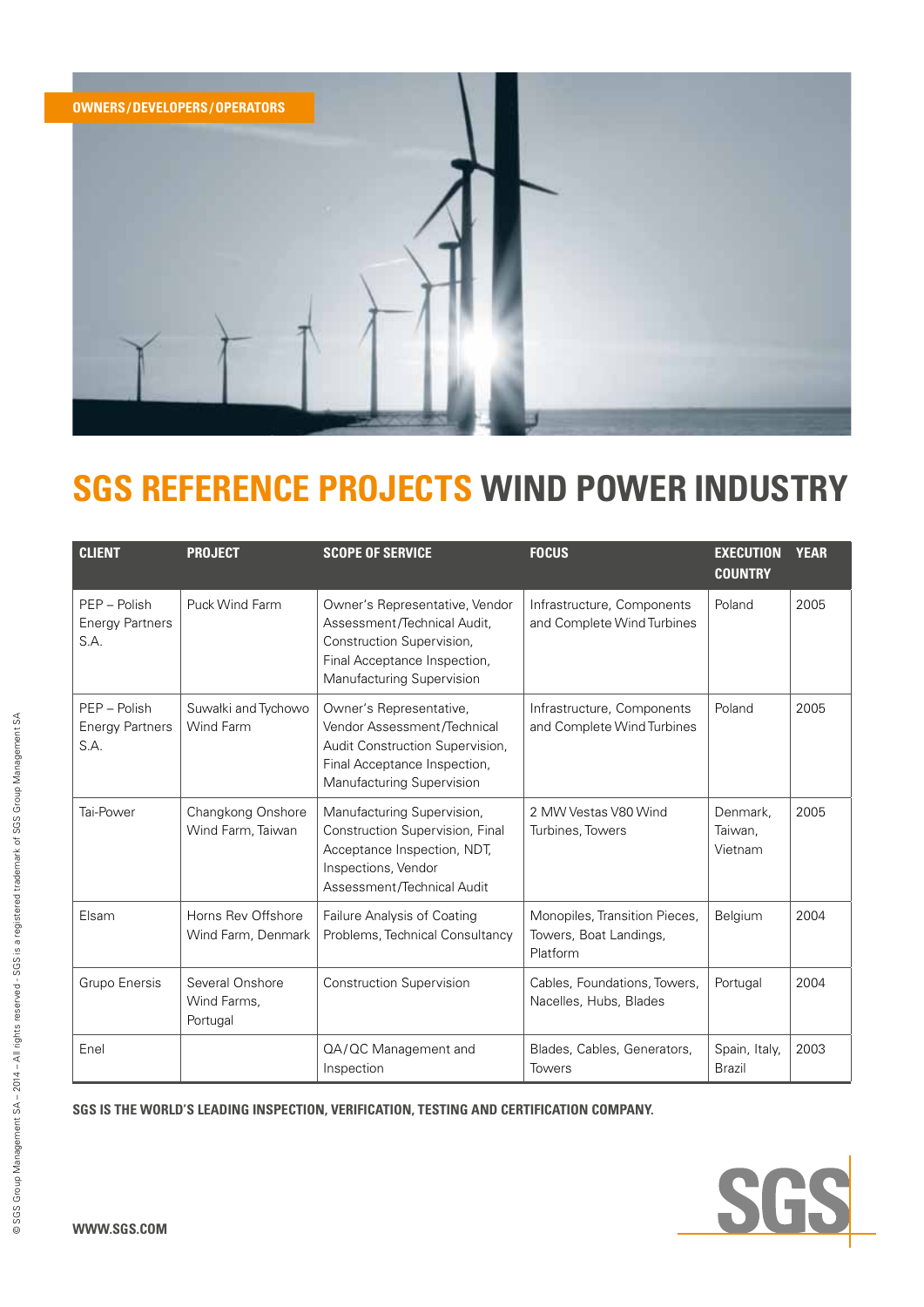OWNERS/DEVELOPERS/OPERATORS

# SGS REFERENCE PROJECTS WIND POWER INDUSTRY

| CLIENT | PROJECT | SCOPE OF SERVICE | FOCUS | EXECUTION COUNTRY | YEAR |
|---|---|---|---|---|---|
| PEP – Polish Energy Partners S.A. | Puck Wind Farm | Owner's Representative, Vendor Assessment/Technical Audit, Construction Supervision, Final Acceptance Inspection, Manufacturing Supervision | Infrastructure, Components and Complete Wind Turbines | Poland | 2005 |
| PEP – Polish Energy Partners S.A. | Suwalki and Tychowo Wind Farm | Owner's Representative, Vendor Assessment/Technical Audit Construction Supervision, Final Acceptance Inspection, Manufacturing Supervision | Infrastructure, Components and Complete Wind Turbines | Poland | 2005 |
| Tai-Power | Changkong Onshore Wind Farm, Taiwan | Manufacturing Supervision, Construction Supervision, Final Acceptance Inspection, NDT, Inspections, Vendor Assessment/Technical Audit | 2 MW Vestas V80 Wind Turbines, Towers | Denmark, Taiwan, Vietnam | 2005 |
| Elsam | Horns Rev Offshore Wind Farm, Denmark | Failure Analysis of Coating Problems, Technical Consultancy | Monopiles, Transition Pieces, Towers, Boat Landings, Platform | Belgium | 2004 |
| Grupo Enersis | Several Onshore Wind Farms, Portugal | Construction Supervision | Cables, Foundations, Towers, Nacelles, Hubs, Blades | Portugal | 2004 |
| Enel | | QA/QC Management and Inspection | Blades, Cables, Generators, Towers | Spain, Italy, Brazil | 2003 |

**SGS IS THE WORLD'S LEADING INSPECTION, VERIFICATION, TESTING AND CERTIFICATION COMPANY.**

**WWW.SGS.COM**

© SGS Group Management SA – 2014 – All rights reserved - SGS is a registered trademark of SGS Group Management SA